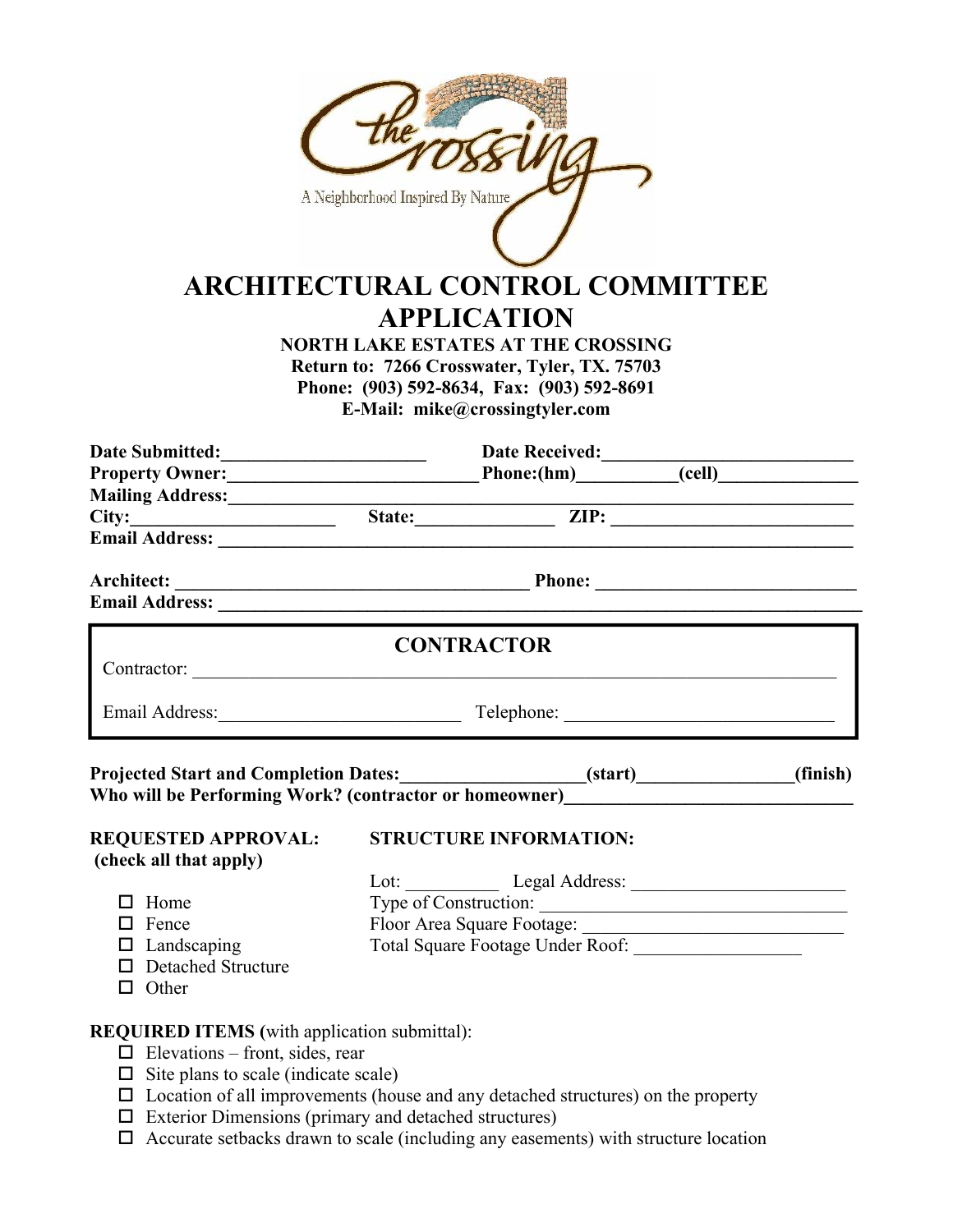# ARCHITECTURAL CONTROL COMMITTEE APPLICATION

**NORTH LAKE ESTATES AT THE CROSSING**
**Return to: 7266 Crosswater, Tyler, TX. 75703**
**Phone: (903) 592-8634, Fax: (903) 592-8691**
**E-Mail: mike@crossingtyler.com**

**Date Submitted:**______________________ **Date Received:**__________________________
**Property Owner:**__________________________ **Phone:(hm)**__________**(cell)**_______________
**Mailing Address:**____________________________________________________________________
**City:**______________________ **State:**______________ **ZIP:** _________________________
**Email Address:** ______________________________________________________________________

**Architect:** _______________________________________ **Phone:** ___________________________
**Email Address:** ______________________________________________________________________

## CONTRACTOR

Contractor: ______________________________________________________________________

Email Address:_________________________ Telephone: ____________________________

**Projected Start and Completion Dates:**___________________**(start)**________________**(finish)**
**Who will be Performing Work? (contractor or homeowner)**______________________________

**REQUESTED APPROVAL: (check all that apply)**

- ☐ Home
- ☐ Fence
- ☐ Landscaping
- ☐ Detached Structure
- ☐ Other

**STRUCTURE INFORMATION:**

Lot: __________ Legal Address: _______________________
Type of Construction: _______________________________
Floor Area Square Footage: ___________________________
Total Square Footage Under Roof: _________________

**REQUIRED ITEMS (**with application submittal):

- ☐ Elevations – front, sides, rear
- ☐ Site plans to scale (indicate scale)
- ☐ Location of all improvements (house and any detached structures) on the property
- ☐ Exterior Dimensions (primary and detached structures)
- ☐ Accurate setbacks drawn to scale (including any easements) with structure location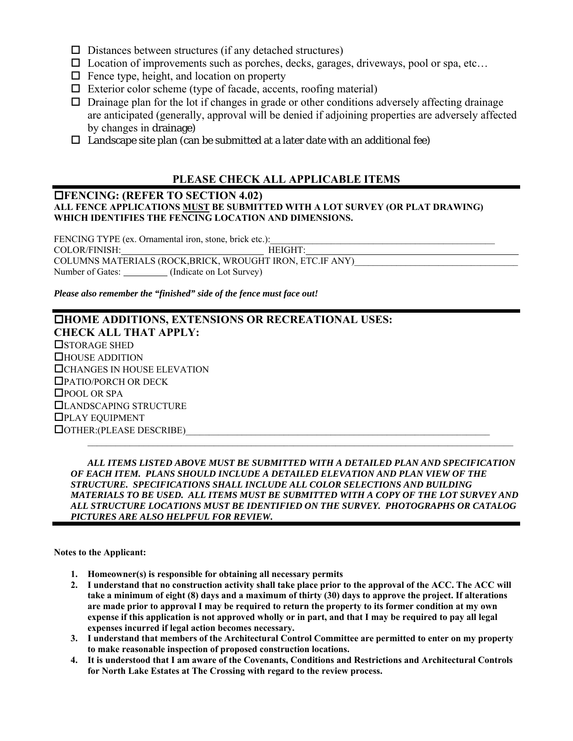- ☐ Distances between structures (if any detached structures)
- ☐ Location of improvements such as porches, decks, garages, driveways, pool or spa, etc…
- ☐ Fence type, height, and location on property
- ☐ Exterior color scheme (type of facade, accents, roofing material)
- ☐ Drainage plan for the lot if changes in grade or other conditions adversely affecting drainage are anticipated (generally, approval will be denied if adjoining properties are adversely affected by changes in drainage)
- ☐ Landscape site plan (can be submitted at a later date with an additional fee)

## PLEASE CHECK ALL APPLICABLE ITEMS

### ☐FENCING: (REFER TO SECTION 4.02)

**ALL FENCE APPLICATIONS <u>MUST</u> BE SUBMITTED WITH A LOT SURVEY (OR PLAT DRAWING) WHICH IDENTIFIES THE FENCING LOCATION AND DIMENSIONS.**

FENCING TYPE (ex. Ornamental iron, stone, brick etc.):___________________________________________________

COLOR/FINISH:_______________________________ HEIGHT:_____________________________________________

COLUMNS MATERIALS (ROCK,BRICK, WROUGHT IRON, ETC.IF ANY)___________________________________

Number of Gates: _________ (Indicate on Lot Survey)

***Please also remember the "finished" side of the fence must face out!***

### ☐HOME ADDITIONS, EXTENSIONS OR RECREATIONAL USES: CHECK ALL THAT APPLY:

☐STORAGE SHED
☐HOUSE ADDITION
☐CHANGES IN HOUSE ELEVATION
☐PATIO/PORCH OR DECK
☐POOL OR SPA
☐LANDSCAPING STRUCTURE
☐PLAY EQUIPMENT
☐OTHER:(PLEASE DESCRIBE)_________________________________________________________________
_____________________________________________________________________________________________

***ALL ITEMS LISTED ABOVE MUST BE SUBMITTED WITH A DETAILED PLAN AND SPECIFICATION OF EACH ITEM. PLANS SHOULD INCLUDE A DETAILED ELEVATION AND PLAN VIEW OF THE STRUCTURE. SPECIFICATIONS SHALL INCLUDE ALL COLOR SELECTIONS AND BUILDING MATERIALS TO BE USED. ALL ITEMS MUST BE SUBMITTED WITH A COPY OF THE LOT SURVEY AND ALL STRUCTURE LOCATIONS MUST BE IDENTIFIED ON THE SURVEY. PHOTOGRAPHS OR CATALOG PICTURES ARE ALSO HELPFUL FOR REVIEW.***

**Notes to the Applicant:**

1. **Homeowner(s) is responsible for obtaining all necessary permits**
2. **I understand that no construction activity shall take place prior to the approval of the ACC. The ACC will take a minimum of eight (8) days and a maximum of thirty (30) days to approve the project. If alterations are made prior to approval I may be required to return the property to its former condition at my own expense if this application is not approved wholly or in part, and that I may be required to pay all legal expenses incurred if legal action becomes necessary.**
3. **I understand that members of the Architectural Control Committee are permitted to enter on my property to make reasonable inspection of proposed construction locations.**
4. **It is understood that I am aware of the Covenants, Conditions and Restrictions and Architectural Controls for North Lake Estates at The Crossing with regard to the review process.**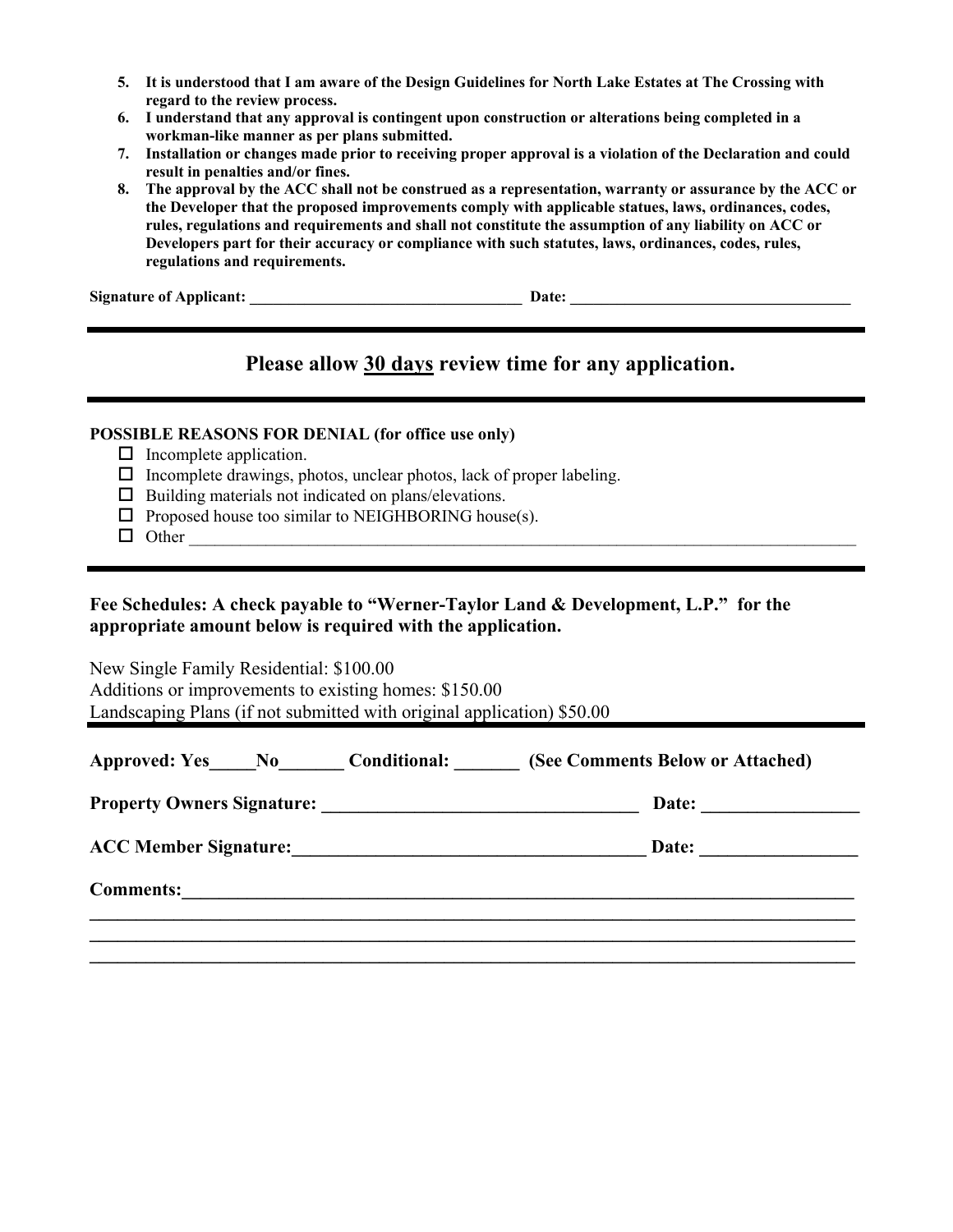5. **It is understood that I am aware of the Design Guidelines for North Lake Estates at The Crossing with regard to the review process.**
6. **I understand that any approval is contingent upon construction or alterations being completed in a workman-like manner as per plans submitted.**
7. **Installation or changes made prior to receiving proper approval is a violation of the Declaration and could result in penalties and/or fines.**
8. **The approval by the ACC shall not be construed as a representation, warranty or assurance by the ACC or the Developer that the proposed improvements comply with applicable statues, laws, ordinances, codes, rules, regulations and requirements and shall not constitute the assumption of any liability on ACC or Developers part for their accuracy or compliance with such statutes, laws, ordinances, codes, rules, regulations and requirements.**

**Signature of Applicant: ___________________________________ Date: ____________________________________**

---

## Please allow <u>30 days</u> review time for any application.

---

**POSSIBLE REASONS FOR DENIAL (for office use only)**

- ☐ Incomplete application.
- ☐ Incomplete drawings, photos, unclear photos, lack of proper labeling.
- ☐ Building materials not indicated on plans/elevations.
- ☐ Proposed house too similar to NEIGHBORING house(s).
- ☐ Other ____________________________________________________________________________________

---

**Fee Schedules: A check payable to "Werner-Taylor Land & Development, L.P." for the appropriate amount below is required with the application.**

New Single Family Residential: $100.00
Additions or improvements to existing homes: $150.00
Landscaping Plans (if not submitted with original application) $50.00

---

**Approved: Yes_____No_______ Conditional: _______ (See Comments Below or Attached)**

**Property Owners Signature: ___________________________________ Date: _________________**

**ACC Member Signature:_______________________________________ Date: _________________**

**Comments:_____________________________________________________________________________**

_______________________________________________________________________________________

_______________________________________________________________________________________

_______________________________________________________________________________________